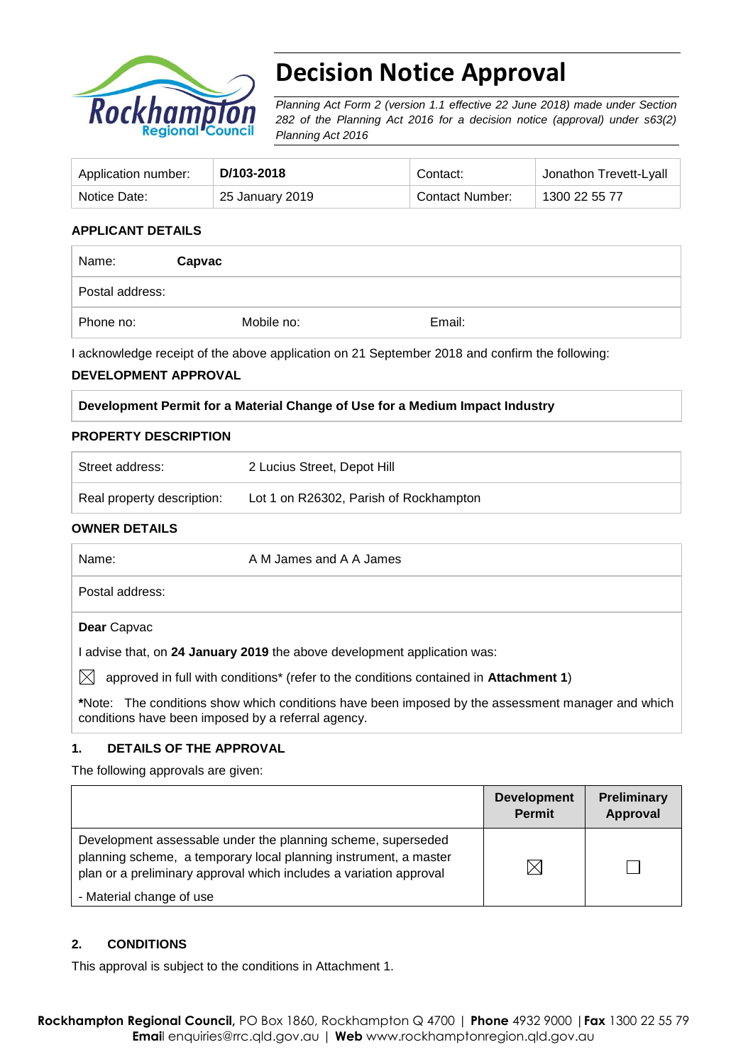# Decision Notice Approval

*Planning Act Form 2 (version 1.1 effective 22 June 2018) made under Section 282 of the Planning Act 2016 for a decision notice (approval) under s63(2) Planning Act 2016*

| Application number: | **D/103-2018** | Contact: | Jonathon Trevett-Lyall |
|---|---|---|---|
| Notice Date: | 25 January 2019 | Contact Number: | 1300 22 55 77 |

**APPLICANT DETAILS**

| Name: | **Capvac** | |
|---|---|---|
| Postal address: | | |
| Phone no: | Mobile no: | Email: |

I acknowledge receipt of the above application on 21 September 2018 and confirm the following:

**DEVELOPMENT APPROVAL**

**Development Permit for a Material Change of Use for a Medium Impact Industry**

**PROPERTY DESCRIPTION**

| Street address: | 2 Lucius Street, Depot Hill |
|---|---|
| Real property description: | Lot 1 on R26302, Parish of Rockhampton |

**OWNER DETAILS**

| Name: | A M James and A A James |
|---|---|
| Postal address: | |

**Dear** Capvac

I advise that, on **24 January 2019** the above development application was:

☒ approved in full with conditions* (refer to the conditions contained in **Attachment 1**)

***Note:** The conditions show which conditions have been imposed by the assessment manager and which conditions have been imposed by a referral agency.

## 1. DETAILS OF THE APPROVAL

The following approvals are given:

| | Development Permit | Preliminary Approval |
|---|---|---|
| Development assessable under the planning scheme, superseded planning scheme, a temporary local planning instrument, a master plan or a preliminary approval which includes a variation approval<br>- Material change of use | ☒ | ☐ |

## 2. CONDITIONS

This approval is subject to the conditions in Attachment 1.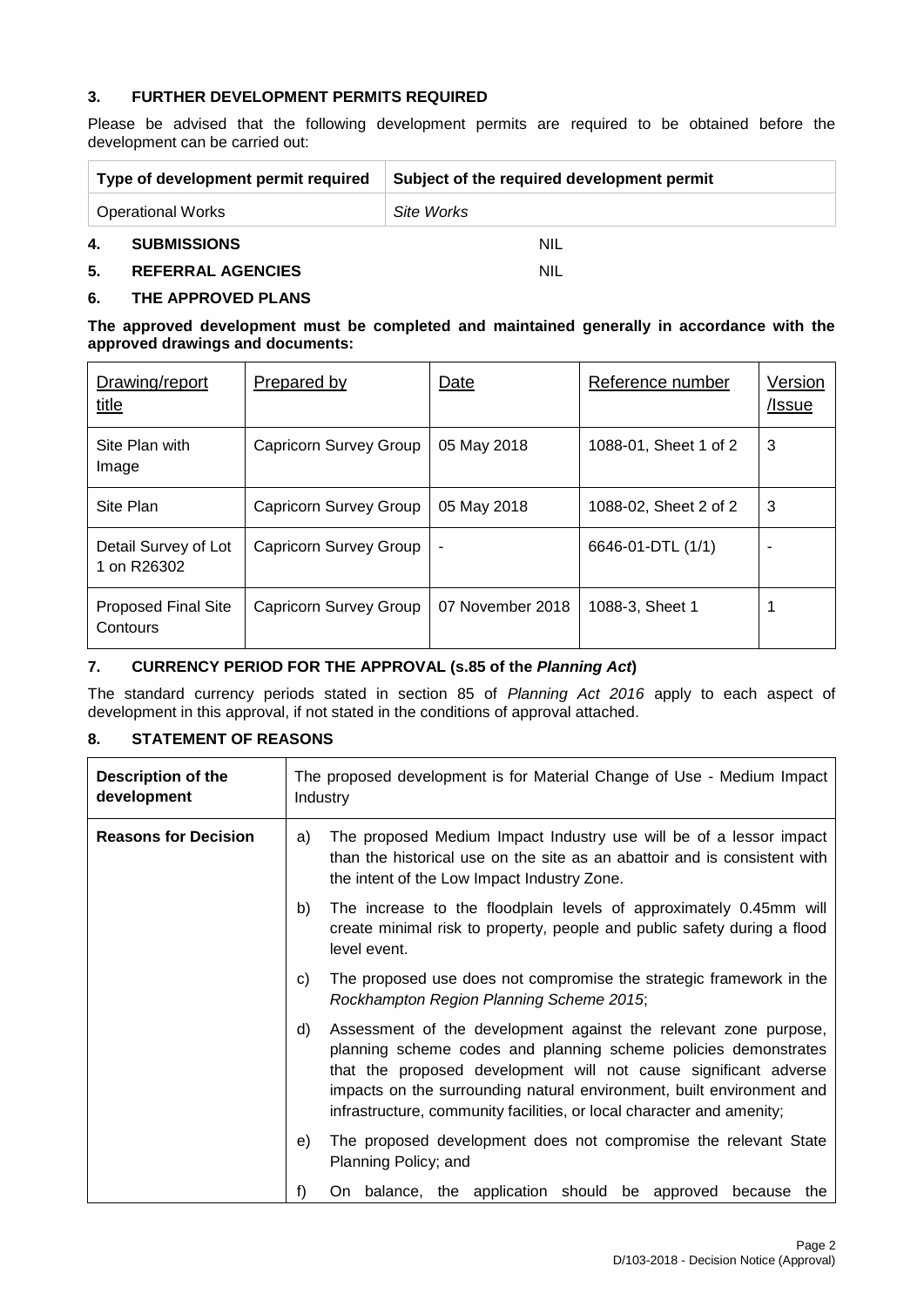## 3. FURTHER DEVELOPMENT PERMITS REQUIRED

Please be advised that the following development permits are required to be obtained before the development can be carried out:

| Type of development permit required | Subject of the required development permit |
|---|---|
| Operational Works | *Site Works* |

## 4. SUBMISSIONS

NIL

## 5. REFERRAL AGENCIES

NIL

## 6. THE APPROVED PLANS

**The approved development must be completed and maintained generally in accordance with the approved drawings and documents:**

| Drawing/report title | Prepared by | Date | Reference number | Version /Issue |
|---|---|---|---|---|
| Site Plan with Image | Capricorn Survey Group | 05 May 2018 | 1088-01, Sheet 1 of 2 | 3 |
| Site Plan | Capricorn Survey Group | 05 May 2018 | 1088-02, Sheet 2 of 2 | 3 |
| Detail Survey of Lot 1 on R26302 | Capricorn Survey Group | - | 6646-01-DTL (1/1) | - |
| Proposed Final Site Contours | Capricorn Survey Group | 07 November 2018 | 1088-3, Sheet 1 | 1 |

## 7. CURRENCY PERIOD FOR THE APPROVAL (s.85 of the *Planning Act*)

The standard currency periods stated in section 85 of *Planning Act 2016* apply to each aspect of development in this approval, if not stated in the conditions of approval attached.

## 8. STATEMENT OF REASONS

| Description of the development | The proposed development is for Material Change of Use - Medium Impact Industry |
|---|---|
| **Reasons for Decision** | a) The proposed Medium Impact Industry use will be of a lessor impact than the historical use on the site as an abattoir and is consistent with the intent of the Low Impact Industry Zone.<br>b) The increase to the floodplain levels of approximately 0.45mm will create minimal risk to property, people and public safety during a flood level event.<br>c) The proposed use does not compromise the strategic framework in the *Rockhampton Region Planning Scheme 2015*;<br>d) Assessment of the development against the relevant zone purpose, planning scheme codes and planning scheme policies demonstrates that the proposed development will not cause significant adverse impacts on the surrounding natural environment, built environment and infrastructure, community facilities, or local character and amenity;<br>e) The proposed development does not compromise the relevant State Planning Policy; and<br>f) On balance, the application should be approved because the |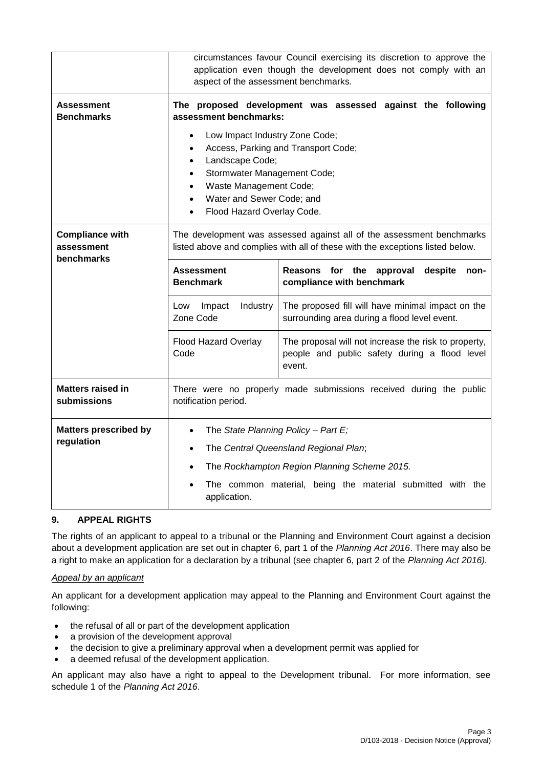| | | |
|---|---|---|
| | circumstances favour Council exercising its discretion to approve the application even though the development does not comply with an aspect of the assessment benchmarks. | |
| **Assessment Benchmarks** | **The proposed development was assessed against the following assessment benchmarks:**<br><br>• Low Impact Industry Zone Code;<br>• Access, Parking and Transport Code;<br>• Landscape Code;<br>• Stormwater Management Code;<br>• Waste Management Code;<br>• Water and Sewer Code; and<br>• Flood Hazard Overlay Code. | |
| **Compliance with assessment benchmarks** | The development was assessed against all of the assessment benchmarks listed above and complies with all of these with the exceptions listed below. | |
| | **Assessment Benchmark** | **Reasons for the approval despite non-compliance with benchmark** |
| | Low Impact Industry Zone Code | The proposed fill will have minimal impact on the surrounding area during a flood level event. |
| | Flood Hazard Overlay Code | The proposal will not increase the risk to property, people and public safety during a flood level event. |
| **Matters raised in submissions** | There were no properly made submissions received during the public notification period. | |
| **Matters prescribed by regulation** | • The *State Planning Policy – Part E;*<br>• The *Central Queensland Regional Plan*;<br>• The *Rockhampton Region Planning Scheme 2015.*<br>• The common material, being the material submitted with the application. | |

## 9. APPEAL RIGHTS

The rights of an applicant to appeal to a tribunal or the Planning and Environment Court against a decision about a development application are set out in chapter 6, part 1 of the *Planning Act 2016*. There may also be a right to make an application for a declaration by a tribunal (see chapter 6, part 2 of the *Planning Act 2016).*

*Appeal by an applicant*

An applicant for a development application may appeal to the Planning and Environment Court against the following:

- the refusal of all or part of the development application
- a provision of the development approval
- the decision to give a preliminary approval when a development permit was applied for
- a deemed refusal of the development application.

An applicant may also have a right to appeal to the Development tribunal. For more information, see schedule 1 of the *Planning Act 2016*.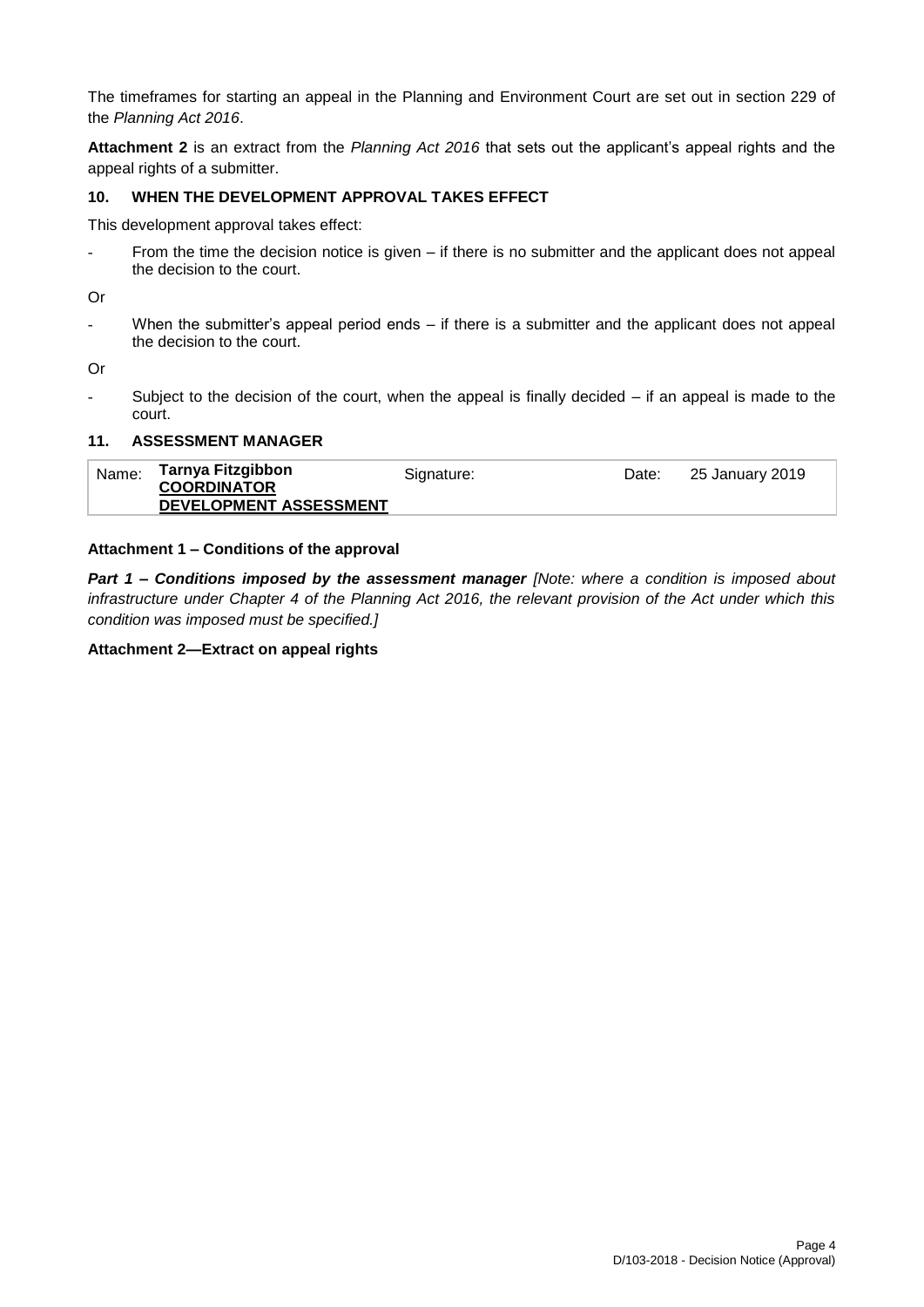The timeframes for starting an appeal in the Planning and Environment Court are set out in section 229 of the *Planning Act 2016*.

**Attachment 2** is an extract from the *Planning Act 2016* that sets out the applicant's appeal rights and the appeal rights of a submitter.

### 10. WHEN THE DEVELOPMENT APPROVAL TAKES EFFECT

This development approval takes effect:

- From the time the decision notice is given – if there is no submitter and the applicant does not appeal the decision to the court.

Or

- When the submitter's appeal period ends – if there is a submitter and the applicant does not appeal the decision to the court.

Or

- Subject to the decision of the court, when the appeal is finally decided – if an appeal is made to the court.

### 11. ASSESSMENT MANAGER

| Name: | **Tarnya Fitzgibbon**<br>**COORDINATOR**<br>**DEVELOPMENT ASSESSMENT** | Signature: | | Date: | 25 January 2019 |
|---|---|---|---|---|---|

**Attachment 1 – Conditions of the approval**

***Part 1 – Conditions imposed by the assessment manager*** *[Note: where a condition is imposed about infrastructure under Chapter 4 of the Planning Act 2016, the relevant provision of the Act under which this condition was imposed must be specified.]*

**Attachment 2—Extract on appeal rights**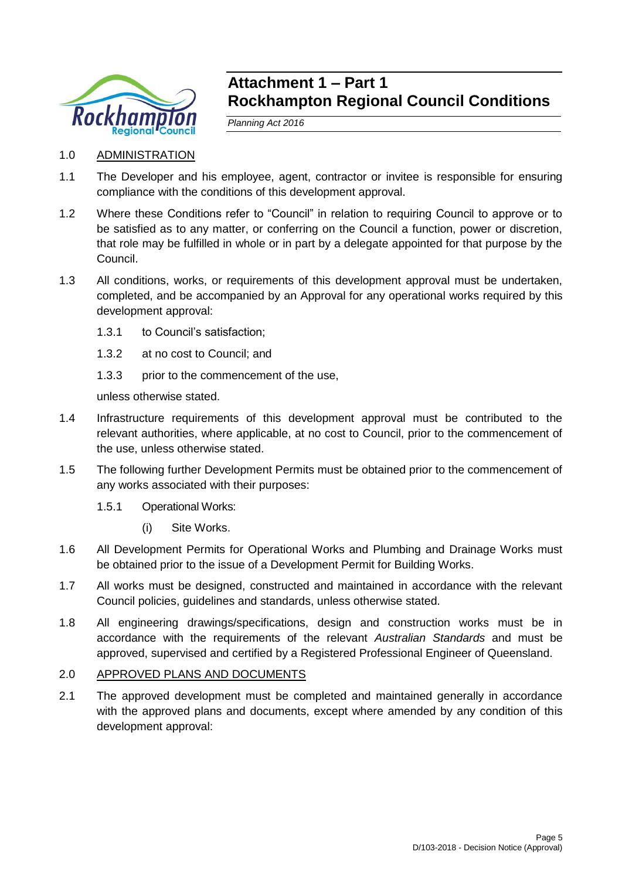# Attachment 1 – Part 1
# Rockhampton Regional Council Conditions

*Planning Act 2016*

1.0 ADMINISTRATION

1.1 The Developer and his employee, agent, contractor or invitee is responsible for ensuring compliance with the conditions of this development approval.

1.2 Where these Conditions refer to "Council" in relation to requiring Council to approve or to be satisfied as to any matter, or conferring on the Council a function, power or discretion, that role may be fulfilled in whole or in part by a delegate appointed for that purpose by the Council.

1.3 All conditions, works, or requirements of this development approval must be undertaken, completed, and be accompanied by an Approval for any operational works required by this development approval:

1.3.1 to Council's satisfaction;

1.3.2 at no cost to Council; and

1.3.3 prior to the commencement of the use,

unless otherwise stated.

1.4 Infrastructure requirements of this development approval must be contributed to the relevant authorities, where applicable, at no cost to Council, prior to the commencement of the use, unless otherwise stated.

1.5 The following further Development Permits must be obtained prior to the commencement of any works associated with their purposes:

1.5.1 Operational Works:

(i) Site Works.

1.6 All Development Permits for Operational Works and Plumbing and Drainage Works must be obtained prior to the issue of a Development Permit for Building Works.

1.7 All works must be designed, constructed and maintained in accordance with the relevant Council policies, guidelines and standards, unless otherwise stated.

1.8 All engineering drawings/specifications, design and construction works must be in accordance with the requirements of the relevant *Australian Standards* and must be approved, supervised and certified by a Registered Professional Engineer of Queensland.

2.0 APPROVED PLANS AND DOCUMENTS

2.1 The approved development must be completed and maintained generally in accordance with the approved plans and documents, except where amended by any condition of this development approval: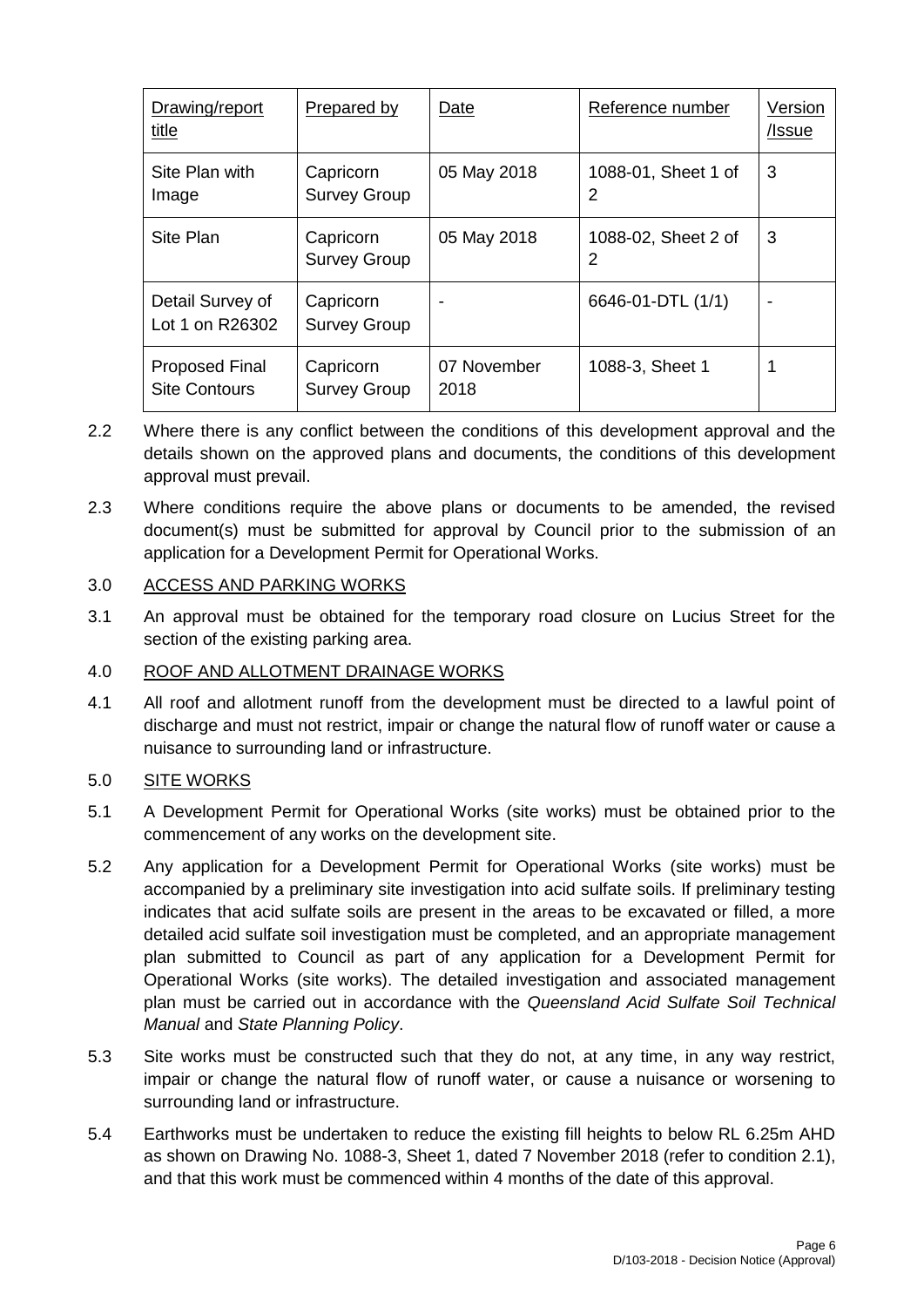| Drawing/report title | Prepared by | Date | Reference number | Version /Issue |
|---|---|---|---|---|
| Site Plan with Image | Capricorn Survey Group | 05 May 2018 | 1088-01, Sheet 1 of 2 | 3 |
| Site Plan | Capricorn Survey Group | 05 May 2018 | 1088-02, Sheet 2 of 2 | 3 |
| Detail Survey of Lot 1 on R26302 | Capricorn Survey Group | - | 6646-01-DTL (1/1) | - |
| Proposed Final Site Contours | Capricorn Survey Group | 07 November 2018 | 1088-3, Sheet 1 | 1 |

2.2 Where there is any conflict between the conditions of this development approval and the details shown on the approved plans and documents, the conditions of this development approval must prevail.

2.3 Where conditions require the above plans or documents to be amended, the revised document(s) must be submitted for approval by Council prior to the submission of an application for a Development Permit for Operational Works.

3.0 ACCESS AND PARKING WORKS

3.1 An approval must be obtained for the temporary road closure on Lucius Street for the section of the existing parking area.

4.0 ROOF AND ALLOTMENT DRAINAGE WORKS

4.1 All roof and allotment runoff from the development must be directed to a lawful point of discharge and must not restrict, impair or change the natural flow of runoff water or cause a nuisance to surrounding land or infrastructure.

5.0 SITE WORKS

5.1 A Development Permit for Operational Works (site works) must be obtained prior to the commencement of any works on the development site.

5.2 Any application for a Development Permit for Operational Works (site works) must be accompanied by a preliminary site investigation into acid sulfate soils. If preliminary testing indicates that acid sulfate soils are present in the areas to be excavated or filled, a more detailed acid sulfate soil investigation must be completed, and an appropriate management plan submitted to Council as part of any application for a Development Permit for Operational Works (site works). The detailed investigation and associated management plan must be carried out in accordance with the *Queensland Acid Sulfate Soil Technical Manual* and *State Planning Policy*.

5.3 Site works must be constructed such that they do not, at any time, in any way restrict, impair or change the natural flow of runoff water, or cause a nuisance or worsening to surrounding land or infrastructure.

5.4 Earthworks must be undertaken to reduce the existing fill heights to below RL 6.25m AHD as shown on Drawing No. 1088-3, Sheet 1, dated 7 November 2018 (refer to condition 2.1), and that this work must be commenced within 4 months of the date of this approval.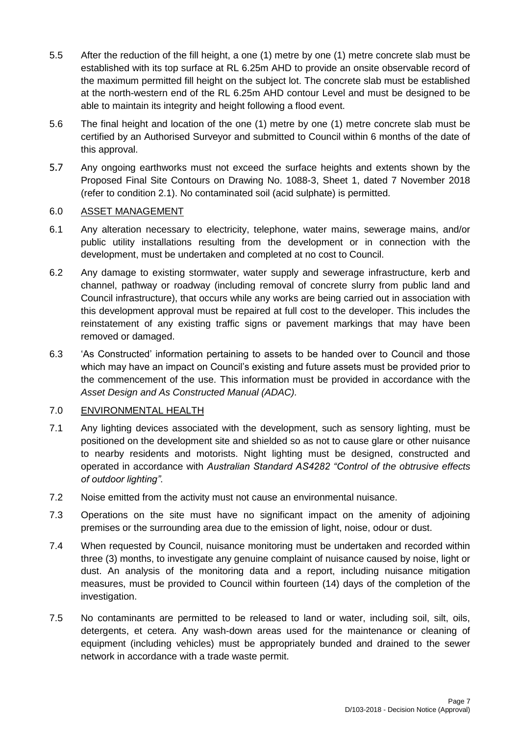5.5 After the reduction of the fill height, a one (1) metre by one (1) metre concrete slab must be established with its top surface at RL 6.25m AHD to provide an onsite observable record of the maximum permitted fill height on the subject lot. The concrete slab must be established at the north-western end of the RL 6.25m AHD contour Level and must be designed to be able to maintain its integrity and height following a flood event.

5.6 The final height and location of the one (1) metre by one (1) metre concrete slab must be certified by an Authorised Surveyor and submitted to Council within 6 months of the date of this approval.

5.7 Any ongoing earthworks must not exceed the surface heights and extents shown by the Proposed Final Site Contours on Drawing No. 1088-3, Sheet 1, dated 7 November 2018 (refer to condition 2.1). No contaminated soil (acid sulphate) is permitted.

6.0 ASSET MANAGEMENT

6.1 Any alteration necessary to electricity, telephone, water mains, sewerage mains, and/or public utility installations resulting from the development or in connection with the development, must be undertaken and completed at no cost to Council.

6.2 Any damage to existing stormwater, water supply and sewerage infrastructure, kerb and channel, pathway or roadway (including removal of concrete slurry from public land and Council infrastructure), that occurs while any works are being carried out in association with this development approval must be repaired at full cost to the developer. This includes the reinstatement of any existing traffic signs or pavement markings that may have been removed or damaged.

6.3 'As Constructed' information pertaining to assets to be handed over to Council and those which may have an impact on Council's existing and future assets must be provided prior to the commencement of the use. This information must be provided in accordance with the *Asset Design and As Constructed Manual (ADAC).*

7.0 ENVIRONMENTAL HEALTH

7.1 Any lighting devices associated with the development, such as sensory lighting, must be positioned on the development site and shielded so as not to cause glare or other nuisance to nearby residents and motorists. Night lighting must be designed, constructed and operated in accordance with *Australian Standard AS4282 "Control of the obtrusive effects of outdoor lighting"*.

7.2 Noise emitted from the activity must not cause an environmental nuisance.

7.3 Operations on the site must have no significant impact on the amenity of adjoining premises or the surrounding area due to the emission of light, noise, odour or dust.

7.4 When requested by Council, nuisance monitoring must be undertaken and recorded within three (3) months, to investigate any genuine complaint of nuisance caused by noise, light or dust. An analysis of the monitoring data and a report, including nuisance mitigation measures, must be provided to Council within fourteen (14) days of the completion of the investigation.

7.5 No contaminants are permitted to be released to land or water, including soil, silt, oils, detergents, et cetera. Any wash-down areas used for the maintenance or cleaning of equipment (including vehicles) must be appropriately bunded and drained to the sewer network in accordance with a trade waste permit.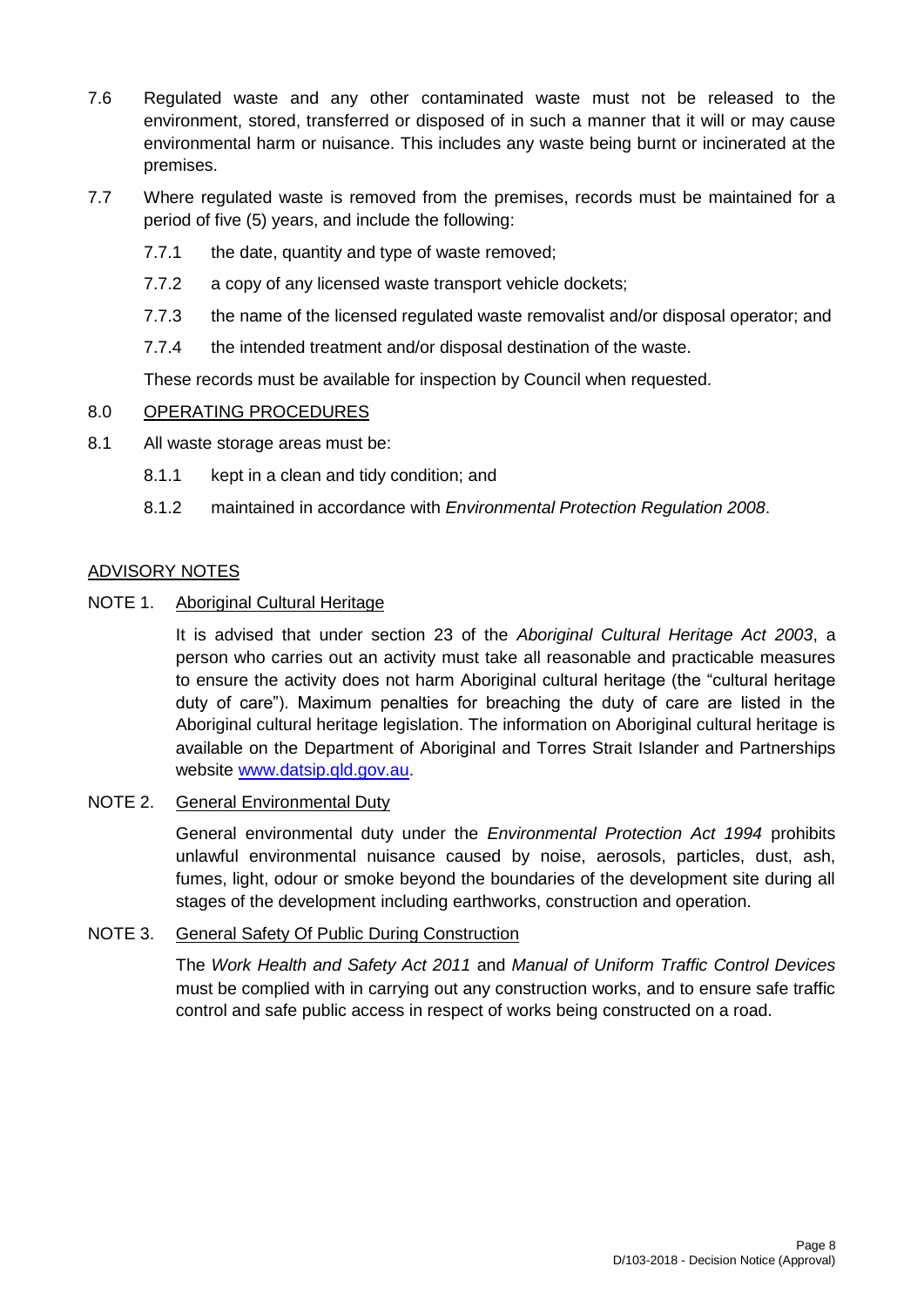7.6 Regulated waste and any other contaminated waste must not be released to the environment, stored, transferred or disposed of in such a manner that it will or may cause environmental harm or nuisance. This includes any waste being burnt or incinerated at the premises.

7.7 Where regulated waste is removed from the premises, records must be maintained for a period of five (5) years, and include the following:

7.7.1 the date, quantity and type of waste removed;

7.7.2 a copy of any licensed waste transport vehicle dockets;

7.7.3 the name of the licensed regulated waste removalist and/or disposal operator; and

7.7.4 the intended treatment and/or disposal destination of the waste.

These records must be available for inspection by Council when requested.

8.0 OPERATING PROCEDURES

8.1 All waste storage areas must be:

8.1.1 kept in a clean and tidy condition; and

8.1.2 maintained in accordance with *Environmental Protection Regulation 2008*.

## ADVISORY NOTES

NOTE 1. Aboriginal Cultural Heritage

It is advised that under section 23 of the *Aboriginal Cultural Heritage Act 2003*, a person who carries out an activity must take all reasonable and practicable measures to ensure the activity does not harm Aboriginal cultural heritage (the "cultural heritage duty of care"). Maximum penalties for breaching the duty of care are listed in the Aboriginal cultural heritage legislation. The information on Aboriginal cultural heritage is available on the Department of Aboriginal and Torres Strait Islander and Partnerships website www.datsip.qld.gov.au.

NOTE 2. General Environmental Duty

General environmental duty under the *Environmental Protection Act 1994* prohibits unlawful environmental nuisance caused by noise, aerosols, particles, dust, ash, fumes, light, odour or smoke beyond the boundaries of the development site during all stages of the development including earthworks, construction and operation.

NOTE 3. General Safety Of Public During Construction

The *Work Health and Safety Act 2011* and *Manual of Uniform Traffic Control Devices* must be complied with in carrying out any construction works, and to ensure safe traffic control and safe public access in respect of works being constructed on a road.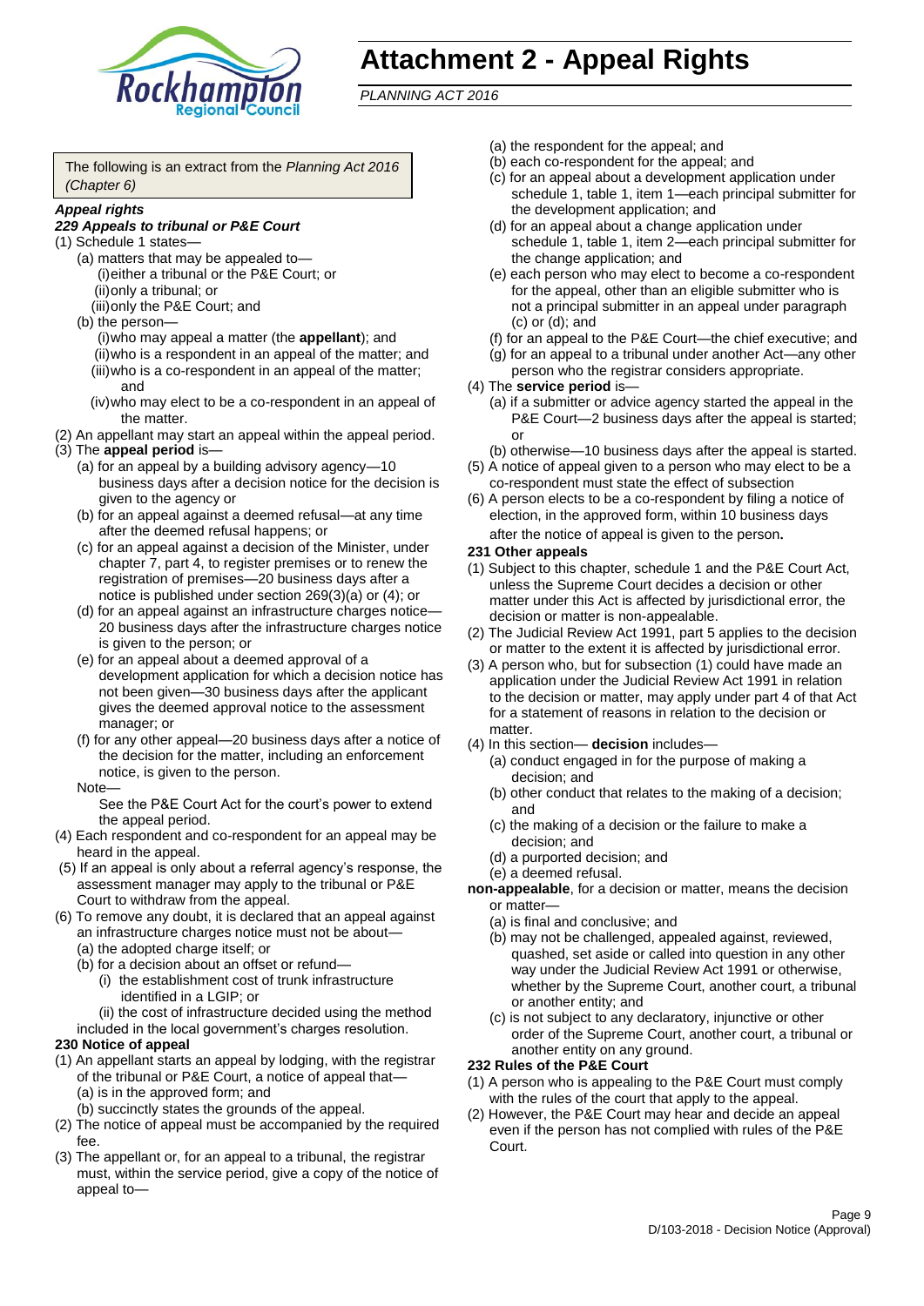# Attachment 2 - Appeal Rights

*PLANNING ACT 2016*

The following is an extract from the *Planning Act 2016 (Chapter 6)*

***Appeal rights***

***229 Appeals to tribunal or P&E Court***

(1) Schedule 1 states—

- (a) matters that may be appealed to—
  - (i) either a tribunal or the P&E Court; or
  - (ii) only a tribunal; or
  - (iii) only the P&E Court; and
- (b) the person—
  - (i) who may appeal a matter (the **appellant**); and
  - (ii) who is a respondent in an appeal of the matter; and
  - (iii) who is a co-respondent in an appeal of the matter; and
  - (iv) who may elect to be a co-respondent in an appeal of the matter.

(2) An appellant may start an appeal within the appeal period.

(3) The **appeal period** is—

- (a) for an appeal by a building advisory agency—10 business days after a decision notice for the decision is given to the agency or
- (b) for an appeal against a deemed refusal—at any time after the deemed refusal happens; or
- (c) for an appeal against a decision of the Minister, under chapter 7, part 4, to register premises or to renew the registration of premises—20 business days after a notice is published under section 269(3)(a) or (4); or
- (d) for an appeal against an infrastructure charges notice—20 business days after the infrastructure charges notice is given to the person; or
- (e) for an appeal about a deemed approval of a development application for which a decision notice has not been given—30 business days after the applicant gives the deemed approval notice to the assessment manager; or
- (f) for any other appeal—20 business days after a notice of the decision for the matter, including an enforcement notice, is given to the person.

Note—

See the P&E Court Act for the court's power to extend the appeal period.

(4) Each respondent and co-respondent for an appeal may be heard in the appeal.

(5) If an appeal is only about a referral agency's response, the assessment manager may apply to the tribunal or P&E Court to withdraw from the appeal.

(6) To remove any doubt, it is declared that an appeal against an infrastructure charges notice must not be about—

- (a) the adopted charge itself; or
- (b) for a decision about an offset or refund—
  - (i) the establishment cost of trunk infrastructure identified in a LGIP; or
  - (ii) the cost of infrastructure decided using the method

included in the local government's charges resolution.

**230 Notice of appeal**

(1) An appellant starts an appeal by lodging, with the registrar of the tribunal or P&E Court, a notice of appeal that—

- (a) is in the approved form; and
- (b) succinctly states the grounds of the appeal.

(2) The notice of appeal must be accompanied by the required fee.

(3) The appellant or, for an appeal to a tribunal, the registrar must, within the service period, give a copy of the notice of appeal to—

- (a) the respondent for the appeal; and
- (b) each co-respondent for the appeal; and
- (c) for an appeal about a development application under schedule 1, table 1, item 1—each principal submitter for the development application; and
- (d) for an appeal about a change application under schedule 1, table 1, item 2—each principal submitter for the change application; and
- (e) each person who may elect to become a co-respondent for the appeal, other than an eligible submitter who is not a principal submitter in an appeal under paragraph (c) or (d); and
- (f) for an appeal to the P&E Court—the chief executive; and
- (g) for an appeal to a tribunal under another Act—any other person who the registrar considers appropriate.

(4) The **service period** is—

- (a) if a submitter or advice agency started the appeal in the P&E Court—2 business days after the appeal is started; or
- (b) otherwise—10 business days after the appeal is started.

(5) A notice of appeal given to a person who may elect to be a co-respondent must state the effect of subsection

(6) A person elects to be a co-respondent by filing a notice of election, in the approved form, within 10 business days after the notice of appeal is given to the person**.**

**231 Other appeals**

(1) Subject to this chapter, schedule 1 and the P&E Court Act, unless the Supreme Court decides a decision or other matter under this Act is affected by jurisdictional error, the decision or matter is non-appealable.

(2) The Judicial Review Act 1991, part 5 applies to the decision or matter to the extent it is affected by jurisdictional error.

(3) A person who, but for subsection (1) could have made an application under the Judicial Review Act 1991 in relation to the decision or matter, may apply under part 4 of that Act for a statement of reasons in relation to the decision or matter.

(4) In this section— **decision** includes—

- (a) conduct engaged in for the purpose of making a decision; and
- (b) other conduct that relates to the making of a decision; and
- (c) the making of a decision or the failure to make a decision; and
- (d) a purported decision; and
- (e) a deemed refusal.

**non-appealable**, for a decision or matter, means the decision or matter—

- (a) is final and conclusive; and
- (b) may not be challenged, appealed against, reviewed, quashed, set aside or called into question in any other way under the Judicial Review Act 1991 or otherwise, whether by the Supreme Court, another court, a tribunal or another entity; and
- (c) is not subject to any declaratory, injunctive or other order of the Supreme Court, another court, a tribunal or another entity on any ground.

**232 Rules of the P&E Court**

(1) A person who is appealing to the P&E Court must comply with the rules of the court that apply to the appeal.

(2) However, the P&E Court may hear and decide an appeal even if the person has not complied with rules of the P&E Court.

D/103-2018 - Decision Notice (Approval)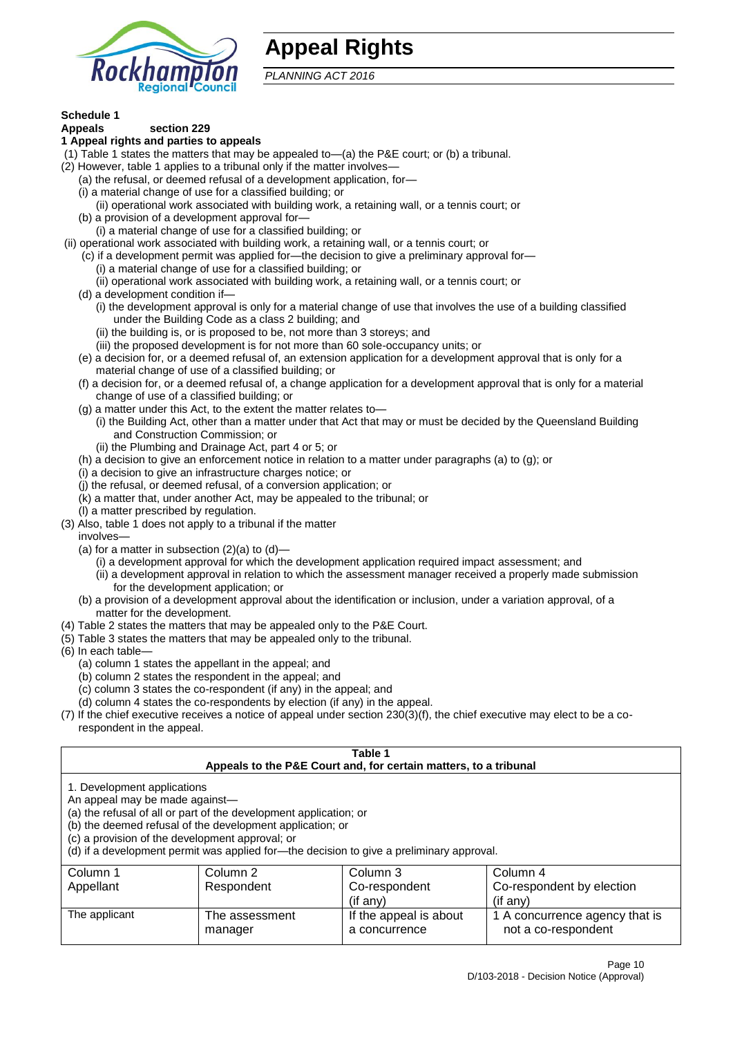# Appeal Rights

*PLANNING ACT 2016*

**Schedule 1**
**Appeals section 229**
**1 Appeal rights and parties to appeals**

(1) Table 1 states the matters that may be appealed to—(a) the P&E court; or (b) a tribunal.
(2) However, table 1 applies to a tribunal only if the matter involves—
  (a) the refusal, or deemed refusal of a development application, for—
  (i) a material change of use for a classified building; or
    (ii) operational work associated with building work, a retaining wall, or a tennis court; or
  (b) a provision of a development approval for—
    (i) a material change of use for a classified building; or
 (ii) operational work associated with building work, a retaining wall, or a tennis court; or
  (c) if a development permit was applied for—the decision to give a preliminary approval for—
    (i) a material change of use for a classified building; or
    (ii) operational work associated with building work, a retaining wall, or a tennis court; or
  (d) a development condition if—
    (i) the development approval is only for a material change of use that involves the use of a building classified under the Building Code as a class 2 building; and
    (ii) the building is, or is proposed to be, not more than 3 storeys; and
    (iii) the proposed development is for not more than 60 sole-occupancy units; or
  (e) a decision for, or a deemed refusal of, an extension application for a development approval that is only for a material change of use of a classified building; or
  (f) a decision for, or a deemed refusal of, a change application for a development approval that is only for a material change of use of a classified building; or
  (g) a matter under this Act, to the extent the matter relates to—
    (i) the Building Act, other than a matter under that Act that may or must be decided by the Queensland Building and Construction Commission; or
    (ii) the Plumbing and Drainage Act, part 4 or 5; or
  (h) a decision to give an enforcement notice in relation to a matter under paragraphs (a) to (g); or
  (i) a decision to give an infrastructure charges notice; or
  (j) the refusal, or deemed refusal, of a conversion application; or
  (k) a matter that, under another Act, may be appealed to the tribunal; or
  (l) a matter prescribed by regulation.
(3) Also, table 1 does not apply to a tribunal if the matter involves—
  (a) for a matter in subsection (2)(a) to (d)—
    (i) a development approval for which the development application required impact assessment; and
    (ii) a development approval in relation to which the assessment manager received a properly made submission for the development application; or
  (b) a provision of a development approval about the identification or inclusion, under a variation approval, of a matter for the development.
(4) Table 2 states the matters that may be appealed only to the P&E Court.
(5) Table 3 states the matters that may be appealed only to the tribunal.
(6) In each table—
  (a) column 1 states the appellant in the appeal; and
  (b) column 2 states the respondent in the appeal; and
  (c) column 3 states the co-respondent (if any) in the appeal; and
  (d) column 4 states the co-respondents by election (if any) in the appeal.
(7) If the chief executive receives a notice of appeal under section 230(3)(f), the chief executive may elect to be a co-respondent in the appeal.

**Table 1**
**Appeals to the P&E Court and, for certain matters, to a tribunal**

1. Development applications
An appeal may be made against—
(a) the refusal of all or part of the development application; or
(b) the deemed refusal of the development application; or
(c) a provision of the development approval; or
(d) if a development permit was applied for—the decision to give a preliminary approval.

| Column 1<br>Appellant | Column 2<br>Respondent | Column 3<br>Co-respondent<br>(if any) | Column 4<br>Co-respondent by election<br>(if any) |
|---|---|---|---|
| The applicant | The assessment manager | If the appeal is about a concurrence | 1 A concurrence agency that is not a co-respondent |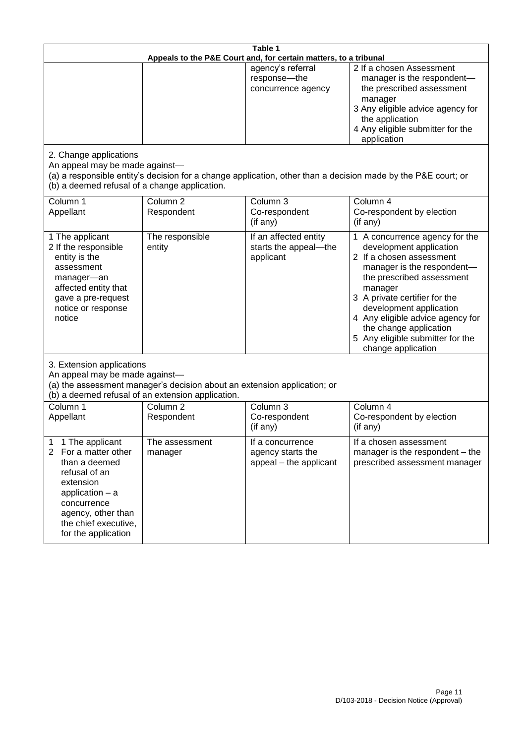**Table 1**
**Appeals to the P&E Court and, for certain matters, to a tribunal**

| | | | |
|---|---|---|---|
| | | agency's referral response—the concurrence agency | 2 If a chosen Assessment manager is the respondent—the prescribed assessment manager<br>3 Any eligible advice agency for the application<br>4 Any eligible submitter for the application |

2. Change applications

An appeal may be made against—

(a) a responsible entity's decision for a change application, other than a decision made by the P&E court; or

(b) a deemed refusal of a change application.

| Column 1<br>Appellant | Column 2<br>Respondent | Column 3<br>Co-respondent<br>(if any) | Column 4<br>Co-respondent by election<br>(if any) |
|---|---|---|---|
| 1 The applicant<br>2 If the responsible entity is the assessment manager—an affected entity that gave a pre-request notice or response notice | The responsible entity | If an affected entity starts the appeal—the applicant | 1 A concurrence agency for the development application<br>2 If a chosen assessment manager is the respondent—the prescribed assessment manager<br>3 A private certifier for the development application<br>4 Any eligible advice agency for the change application<br>5 Any eligible submitter for the change application |

3. Extension applications

An appeal may be made against—

(a) the assessment manager's decision about an extension application; or

(b) a deemed refusal of an extension application.

| Column 1<br>Appellant | Column 2<br>Respondent | Column 3<br>Co-respondent<br>(if any) | Column 4<br>Co-respondent by election<br>(if any) |
|---|---|---|---|
| 1 1 The applicant<br>2 For a matter other than a deemed refusal of an extension application – a concurrence agency, other than the chief executive, for the application | The assessment manager | If a concurrence agency starts the appeal – the applicant | If a chosen assessment manager is the respondent – the prescribed assessment manager |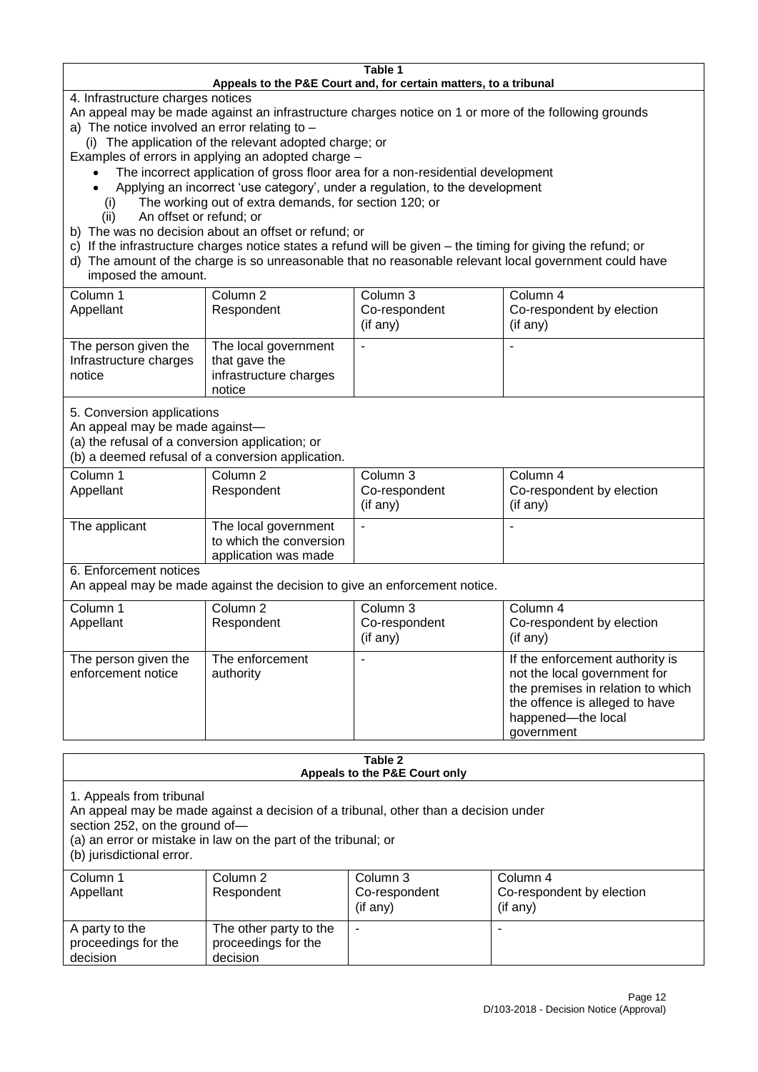**Table 1**
**Appeals to the P&E Court and, for certain matters, to a tribunal**

4. Infrastructure charges notices

An appeal may be made against an infrastructure charges notice on 1 or more of the following grounds

a) The notice involved an error relating to –

(i) The application of the relevant adopted charge; or

Examples of errors in applying an adopted charge –

- The incorrect application of gross floor area for a non-residential development
- Applying an incorrect 'use category', under a regulation, to the development

(i) The working out of extra demands, for section 120; or

(ii) An offset or refund; or

b) The was no decision about an offset or refund; or

c) If the infrastructure charges notice states a refund will be given – the timing for giving the refund; or

d) The amount of the charge is so unreasonable that no reasonable relevant local government could have imposed the amount.

| Column 1<br>Appellant | Column 2<br>Respondent | Column 3<br>Co-respondent<br>(if any) | Column 4<br>Co-respondent by election<br>(if any) |
|---|---|---|---|
| The person given the Infrastructure charges notice | The local government that gave the infrastructure charges notice | - | - |

5. Conversion applications

An appeal may be made against—

(a) the refusal of a conversion application; or

(b) a deemed refusal of a conversion application.

| Column 1<br>Appellant | Column 2<br>Respondent | Column 3<br>Co-respondent<br>(if any) | Column 4<br>Co-respondent by election<br>(if any) |
|---|---|---|---|
| The applicant | The local government to which the conversion application was made | - | - |

6. Enforcement notices

An appeal may be made against the decision to give an enforcement notice.

| Column 1<br>Appellant | Column 2<br>Respondent | Column 3<br>Co-respondent<br>(if any) | Column 4<br>Co-respondent by election<br>(if any) |
|---|---|---|---|
| The person given the enforcement notice | The enforcement authority | - | If the enforcement authority is not the local government for the premises in relation to which the offence is alleged to have happened—the local government |

**Table 2**
**Appeals to the P&E Court only**

1. Appeals from tribunal

An appeal may be made against a decision of a tribunal, other than a decision under section 252, on the ground of—

(a) an error or mistake in law on the part of the tribunal; or

(b) jurisdictional error.

| Column 1<br>Appellant | Column 2<br>Respondent | Column 3<br>Co-respondent<br>(if any) | Column 4<br>Co-respondent by election<br>(if any) |
|---|---|---|---|
| A party to the proceedings for the decision | The other party to the proceedings for the decision | - | - |

D/103-2018 - Decision Notice (Approval)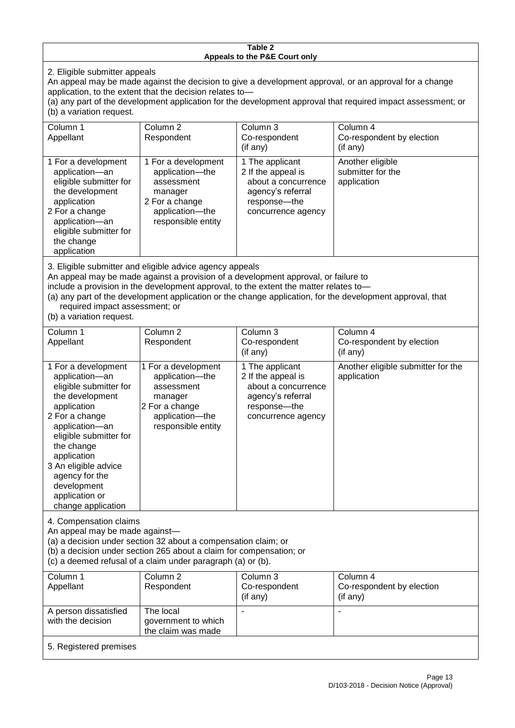**Table 2**
**Appeals to the P&E Court only**

2. Eligible submitter appeals

An appeal may be made against the decision to give a development approval, or an approval for a change application, to the extent that the decision relates to—

(a) any part of the development application for the development approval that required impact assessment; or

(b) a variation request.

| Column 1<br>Appellant | Column 2<br>Respondent | Column 3<br>Co-respondent<br>(if any) | Column 4<br>Co-respondent by election<br>(if any) |
|---|---|---|---|
| 1 For a development application—an eligible submitter for the development application<br>2 For a change application—an eligible submitter for the change application | 1 For a development application—the assessment manager<br>2 For a change application—the responsible entity | 1 The applicant<br>2 If the appeal is about a concurrence agency's referral response—the concurrence agency | Another eligible submitter for the application |

3. Eligible submitter and eligible advice agency appeals

An appeal may be made against a provision of a development approval, or failure to include a provision in the development approval, to the extent the matter relates to—

(a) any part of the development application or the change application, for the development approval, that required impact assessment; or

(b) a variation request.

| Column 1<br>Appellant | Column 2<br>Respondent | Column 3<br>Co-respondent<br>(if any) | Column 4<br>Co-respondent by election<br>(if any) |
|---|---|---|---|
| 1 For a development application—an eligible submitter for the development application<br>2 For a change application—an eligible submitter for the change application<br>3 An eligible advice agency for the development application or change application | 1 For a development application—the assessment manager<br>2 For a change application—the responsible entity | 1 The applicant<br>2 If the appeal is about a concurrence agency's referral response—the concurrence agency | Another eligible submitter for the application |

4. Compensation claims

An appeal may be made against—

(a) a decision under section 32 about a compensation claim; or

(b) a decision under section 265 about a claim for compensation; or

(c) a deemed refusal of a claim under paragraph (a) or (b).

| Column 1<br>Appellant | Column 2<br>Respondent | Column 3<br>Co-respondent<br>(if any) | Column 4<br>Co-respondent by election<br>(if any) |
|---|---|---|---|
| A person dissatisfied with the decision | The local government to which the claim was made | - | - |

5. Registered premises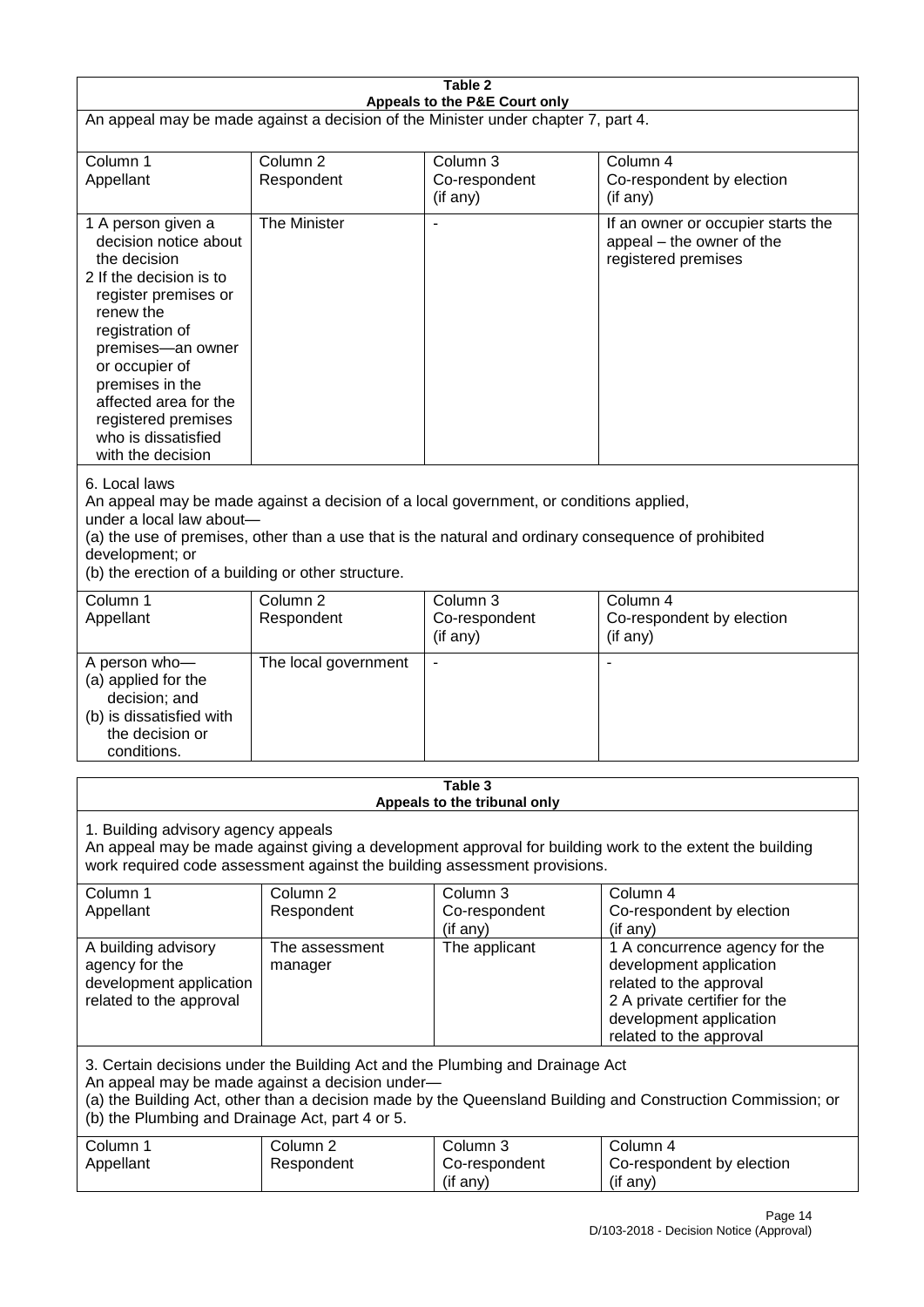**Table 2**
**Appeals to the P&E Court only**

An appeal may be made against a decision of the Minister under chapter 7, part 4.

| Column 1<br>Appellant | Column 2<br>Respondent | Column 3<br>Co-respondent<br>(if any) | Column 4<br>Co-respondent by election<br>(if any) |
|---|---|---|---|
| 1 A person given a decision notice about the decision<br>2 If the decision is to register premises or renew the registration of premises—an owner or occupier of premises in the affected area for the registered premises who is dissatisfied with the decision | The Minister | - | If an owner or occupier starts the appeal – the owner of the registered premises |

6. Local laws
An appeal may be made against a decision of a local government, or conditions applied, under a local law about—
(a) the use of premises, other than a use that is the natural and ordinary consequence of prohibited development; or
(b) the erection of a building or other structure.

| Column 1<br>Appellant | Column 2<br>Respondent | Column 3<br>Co-respondent<br>(if any) | Column 4<br>Co-respondent by election<br>(if any) |
|---|---|---|---|
| A person who—<br>(a) applied for the decision; and<br>(b) is dissatisfied with the decision or conditions. | The local government | - | - |

**Table 3**
**Appeals to the tribunal only**

1. Building advisory agency appeals
An appeal may be made against giving a development approval for building work to the extent the building work required code assessment against the building assessment provisions.

| Column 1<br>Appellant | Column 2<br>Respondent | Column 3<br>Co-respondent<br>(if any) | Column 4<br>Co-respondent by election<br>(if any) |
|---|---|---|---|
| A building advisory agency for the development application related to the approval | The assessment manager | The applicant | 1 A concurrence agency for the development application related to the approval<br>2 A private certifier for the development application related to the approval |

3. Certain decisions under the Building Act and the Plumbing and Drainage Act
An appeal may be made against a decision under—
(a) the Building Act, other than a decision made by the Queensland Building and Construction Commission; or
(b) the Plumbing and Drainage Act, part 4 or 5.

| Column 1<br>Appellant | Column 2<br>Respondent | Column 3<br>Co-respondent<br>(if any) | Column 4<br>Co-respondent by election<br>(if any) |
|---|---|---|---|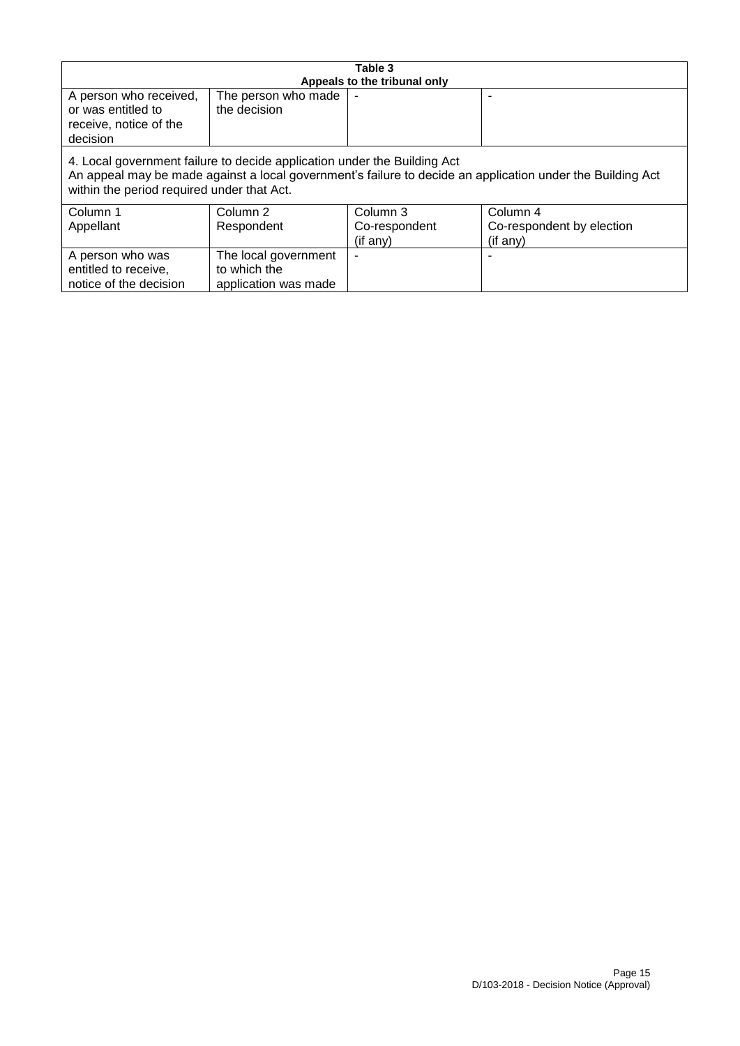| Table 3<br>Appeals to the tribunal only | | | |
|---|---|---|---|
| A person who received, or was entitled to receive, notice of the decision | The person who made the decision | - | - |
| 4. Local government failure to decide application under the Building Act<br>An appeal may be made against a local government's failure to decide an application under the Building Act within the period required under that Act. | | | |
| Column 1<br>Appellant | Column 2<br>Respondent | Column 3<br>Co-respondent (if any) | Column 4<br>Co-respondent by election (if any) |
| A person who was entitled to receive, notice of the decision | The local government to which the application was made | - | - |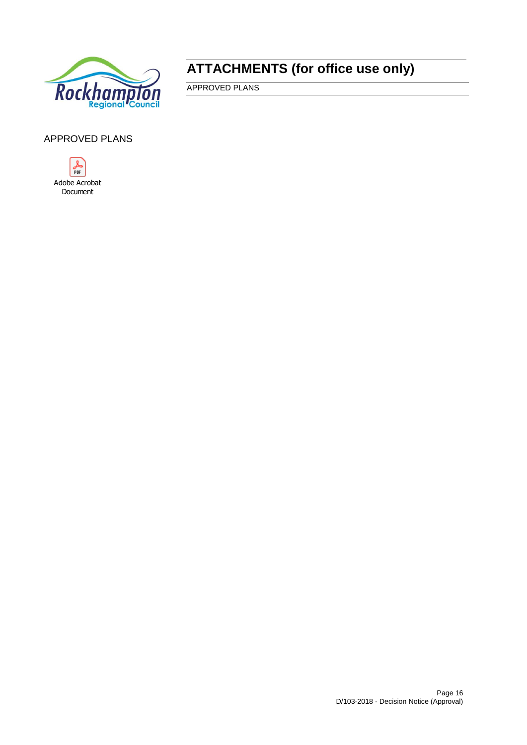# ATTACHMENTS (for office use only)

APPROVED PLANS

APPROVED PLANS

Adobe Acrobat Document